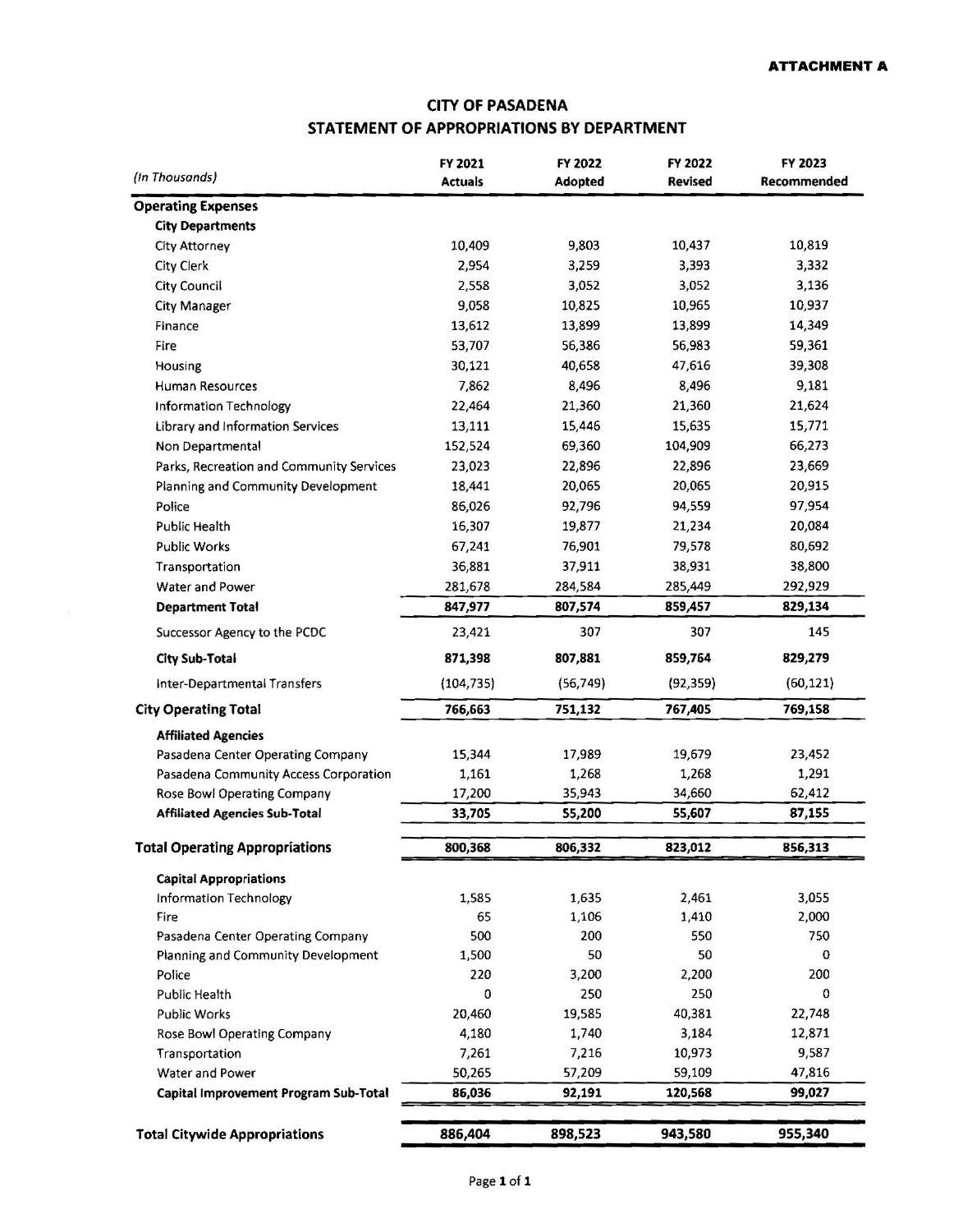**ATTACHMENT A**

# CITY OF PASADENA
## STATEMENT OF APPROPRIATIONS BY DEPARTMENT

| *(In Thousands)* | FY 2021 Actuals | FY 2022 Adopted | FY 2022 Revised | FY 2023 Recommended |
|---|---|---|---|---|
| **Operating Expenses** | | | | |
| **City Departments** | | | | |
| City Attorney | 10,409 | 9,803 | 10,437 | 10,819 |
| City Clerk | 2,954 | 3,259 | 3,393 | 3,332 |
| City Council | 2,558 | 3,052 | 3,052 | 3,136 |
| City Manager | 9,058 | 10,825 | 10,965 | 10,937 |
| Finance | 13,612 | 13,899 | 13,899 | 14,349 |
| Fire | 53,707 | 56,386 | 56,983 | 59,361 |
| Housing | 30,121 | 40,658 | 47,616 | 39,308 |
| Human Resources | 7,862 | 8,496 | 8,496 | 9,181 |
| Information Technology | 22,464 | 21,360 | 21,360 | 21,624 |
| Library and Information Services | 13,111 | 15,446 | 15,635 | 15,771 |
| Non Departmental | 152,524 | 69,360 | 104,909 | 66,273 |
| Parks, Recreation and Community Services | 23,023 | 22,896 | 22,896 | 23,669 |
| Planning and Community Development | 18,441 | 20,065 | 20,065 | 20,915 |
| Police | 86,026 | 92,796 | 94,559 | 97,954 |
| Public Health | 16,307 | 19,877 | 21,234 | 20,084 |
| Public Works | 67,241 | 76,901 | 79,578 | 80,692 |
| Transportation | 36,881 | 37,911 | 38,931 | 38,800 |
| Water and Power | 281,678 | 284,584 | 285,449 | 292,929 |
| **Department Total** | **847,977** | **807,574** | **859,457** | **829,134** |
| Successor Agency to the PCDC | 23,421 | 307 | 307 | 145 |
| **City Sub-Total** | **871,398** | **807,881** | **859,764** | **829,279** |
| Inter-Departmental Transfers | (104,735) | (56,749) | (92,359) | (60,121) |
| **City Operating Total** | **766,663** | **751,132** | **767,405** | **769,158** |
| **Affiliated Agencies** | | | | |
| Pasadena Center Operating Company | 15,344 | 17,989 | 19,679 | 23,452 |
| Pasadena Community Access Corporation | 1,161 | 1,268 | 1,268 | 1,291 |
| Rose Bowl Operating Company | 17,200 | 35,943 | 34,660 | 62,412 |
| **Affiliated Agencies Sub-Total** | **33,705** | **55,200** | **55,607** | **87,155** |
| **Total Operating Appropriations** | **800,368** | **806,332** | **823,012** | **856,313** |
| **Capital Appropriations** | | | | |
| Information Technology | 1,585 | 1,635 | 2,461 | 3,055 |
| Fire | 65 | 1,106 | 1,410 | 2,000 |
| Pasadena Center Operating Company | 500 | 200 | 550 | 750 |
| Planning and Community Development | 1,500 | 50 | 50 | 0 |
| Police | 220 | 3,200 | 2,200 | 200 |
| Public Health | 0 | 250 | 250 | 0 |
| Public Works | 20,460 | 19,585 | 40,381 | 22,748 |
| Rose Bowl Operating Company | 4,180 | 1,740 | 3,184 | 12,871 |
| Transportation | 7,261 | 7,216 | 10,973 | 9,587 |
| Water and Power | 50,265 | 57,209 | 59,109 | 47,816 |
| **Capital Improvement Program Sub-Total** | **86,036** | **92,191** | **120,568** | **99,027** |
| **Total Citywide Appropriations** | **886,404** | **898,523** | **943,580** | **955,340** |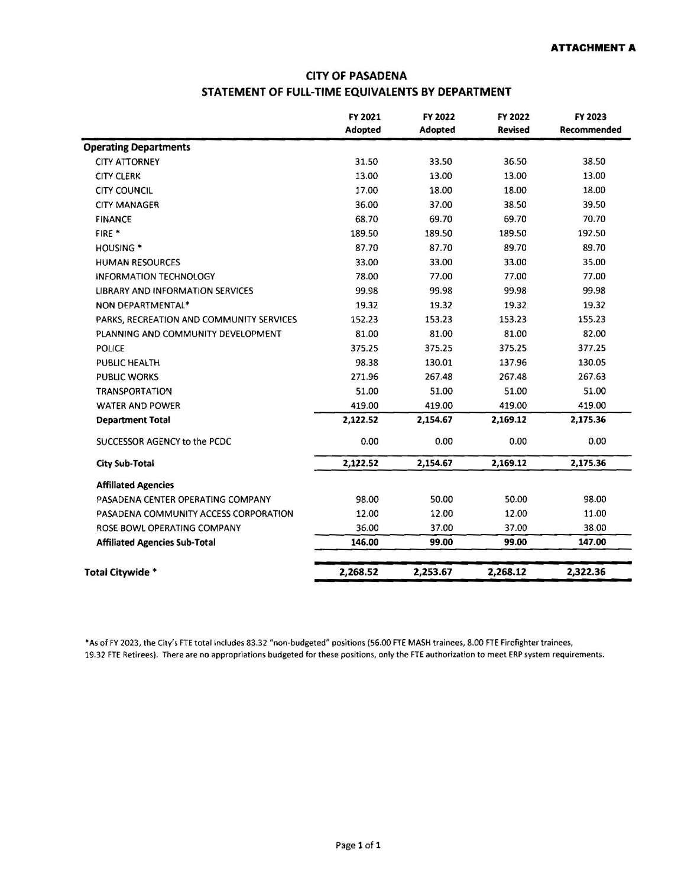**ATTACHMENT A**

# CITY OF PASADENA
## STATEMENT OF FULL-TIME EQUIVALENTS BY DEPARTMENT

| | FY 2021 Adopted | FY 2022 Adopted | FY 2022 Revised | FY 2023 Recommended |
|---|---|---|---|---|
| **Operating Departments** | | | | |
| CITY ATTORNEY | 31.50 | 33.50 | 36.50 | 38.50 |
| CITY CLERK | 13.00 | 13.00 | 13.00 | 13.00 |
| CITY COUNCIL | 17.00 | 18.00 | 18.00 | 18.00 |
| CITY MANAGER | 36.00 | 37.00 | 38.50 | 39.50 |
| FINANCE | 68.70 | 69.70 | 69.70 | 70.70 |
| FIRE * | 189.50 | 189.50 | 189.50 | 192.50 |
| HOUSING * | 87.70 | 87.70 | 89.70 | 89.70 |
| HUMAN RESOURCES | 33.00 | 33.00 | 33.00 | 35.00 |
| INFORMATION TECHNOLOGY | 78.00 | 77.00 | 77.00 | 77.00 |
| LIBRARY AND INFORMATION SERVICES | 99.98 | 99.98 | 99.98 | 99.98 |
| NON DEPARTMENTAL* | 19.32 | 19.32 | 19.32 | 19.32 |
| PARKS, RECREATION AND COMMUNITY SERVICES | 152.23 | 153.23 | 153.23 | 155.23 |
| PLANNING AND COMMUNITY DEVELOPMENT | 81.00 | 81.00 | 81.00 | 82.00 |
| POLICE | 375.25 | 375.25 | 375.25 | 377.25 |
| PUBLIC HEALTH | 98.38 | 130.01 | 137.96 | 130.05 |
| PUBLIC WORKS | 271.96 | 267.48 | 267.48 | 267.63 |
| TRANSPORTATION | 51.00 | 51.00 | 51.00 | 51.00 |
| WATER AND POWER | 419.00 | 419.00 | 419.00 | 419.00 |
| **Department Total** | **2,122.52** | **2,154.67** | **2,169.12** | **2,175.36** |
| SUCCESSOR AGENCY to the PCDC | 0.00 | 0.00 | 0.00 | 0.00 |
| **City Sub-Total** | **2,122.52** | **2,154.67** | **2,169.12** | **2,175.36** |
| **Affiliated Agencies** | | | | |
| PASADENA CENTER OPERATING COMPANY | 98.00 | 50.00 | 50.00 | 98.00 |
| PASADENA COMMUNITY ACCESS CORPORATION | 12.00 | 12.00 | 12.00 | 11.00 |
| ROSE BOWL OPERATING COMPANY | 36.00 | 37.00 | 37.00 | 38.00 |
| **Affiliated Agencies Sub-Total** | **146.00** | **99.00** | **99.00** | **147.00** |
| **Total Citywide *** | **2,268.52** | **2,253.67** | **2,268.12** | **2,322.36** |

*As of FY 2023, the City's FTE total includes 83.32 "non-budgeted" positions (56.00 FTE MASH trainees, 8.00 FTE Firefighter trainees, 19.32 FTE Retirees). There are no appropriations budgeted for these positions, only the FTE authorization to meet ERP system requirements.